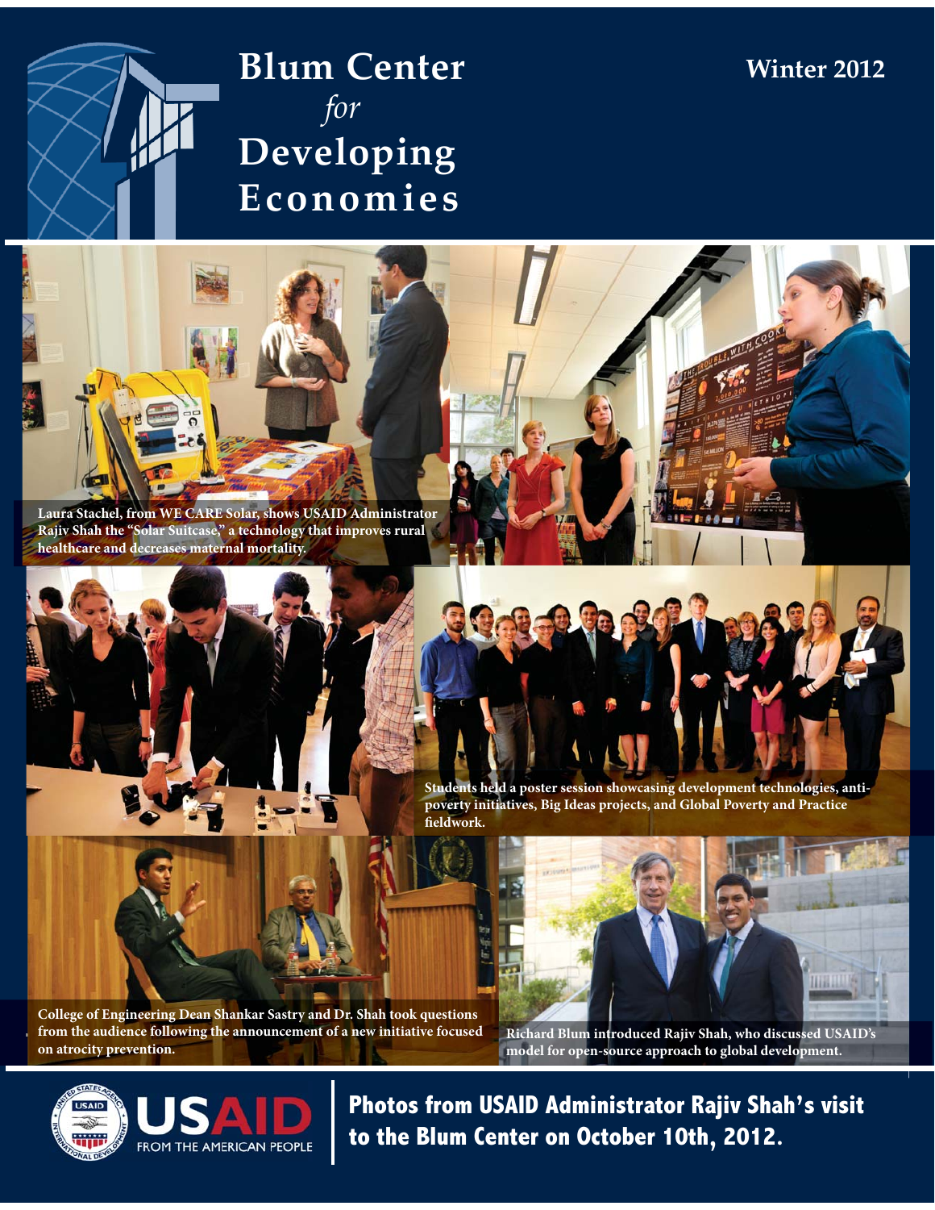# Blum Center *for* Developing Economies

Winter 2012

Laura Stachel, from WE CARE Solar, shows USAID Administrator Rajiv Shah the "Solar Suitcase," a technology that improves rural healthcare and decreases maternal mortality.

Students held a poster session showcasing development technologies, anti-poverty initiatives, Big Ideas projects, and Global Poverty and Practice fieldwork.

College of Engineering Dean Shankar Sastry and Dr. Shah took questions from the audience following the announcement of a new initiative focused on atrocity prevention.

Richard Blum introduced Rajiv Shah, who discussed USAID's model for open-source approach to global development.

USAID FROM THE AMERICAN PEOPLE

**Photos from USAID Administrator Rajiv Shah's visit to the Blum Center on October 10th, 2012.**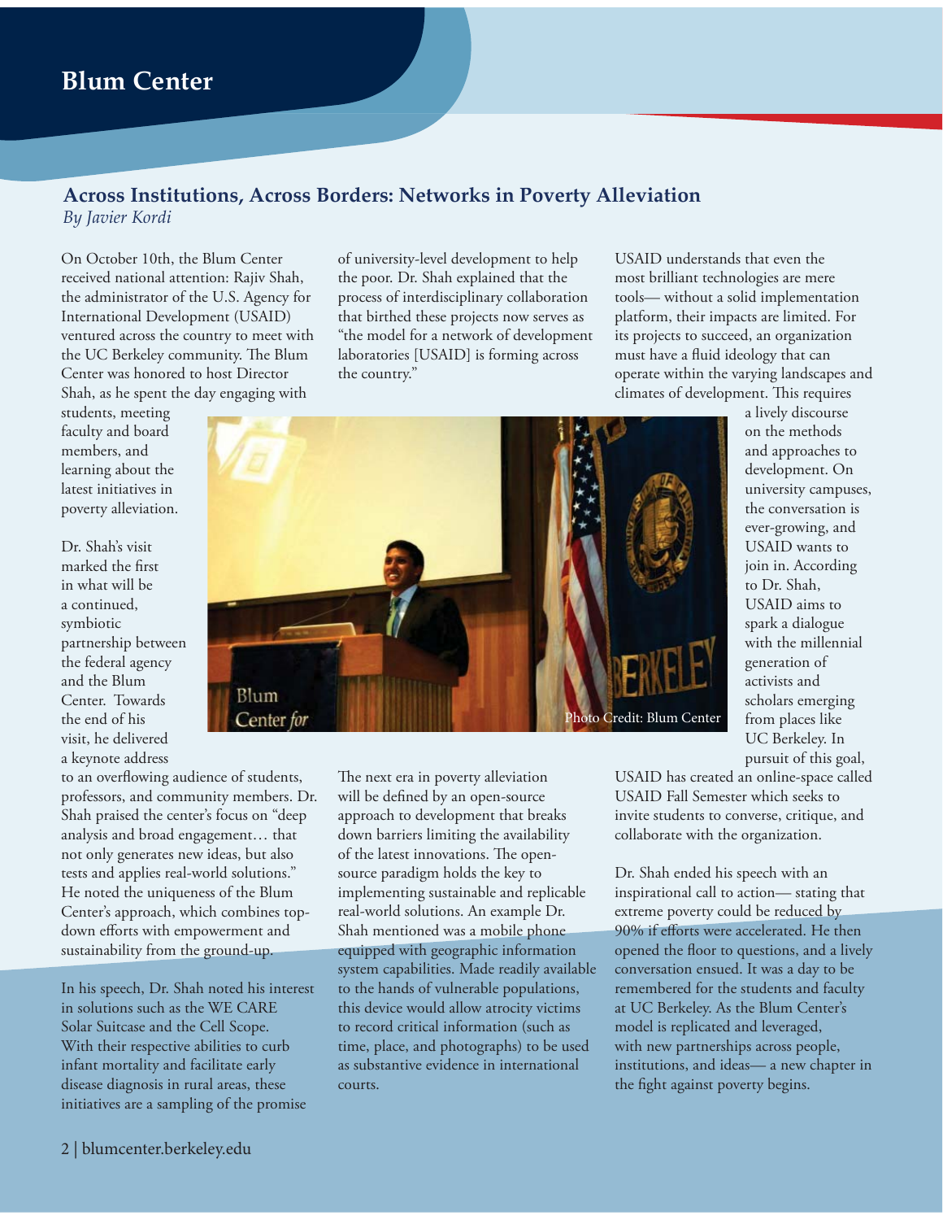# Blum Center

## Across Institutions, Across Borders: Networks in Poverty Alleviation

*By Javier Kordi*

On October 10th, the Blum Center received national attention: Rajiv Shah, the administrator of the U.S. Agency for International Development (USAID) ventured across the country to meet with the UC Berkeley community. The Blum Center was honored to host Director Shah, as he spent the day engaging with students, meeting faculty and board members, and learning about the latest initiatives in poverty alleviation.

Dr. Shah's visit marked the first in what will be a continued, symbiotic partnership between the federal agency and the Blum Center. Towards the end of his visit, he delivered a keynote address to an overflowing audience of students, professors, and community members. Dr. Shah praised the center's focus on "deep analysis and broad engagement… that not only generates new ideas, but also tests and applies real-world solutions." He noted the uniqueness of the Blum Center's approach, which combines top-down efforts with empowerment and sustainability from the ground-up.

In his speech, Dr. Shah noted his interest in solutions such as the WE CARE Solar Suitcase and the Cell Scope. With their respective abilities to curb infant mortality and facilitate early disease diagnosis in rural areas, these initiatives are a sampling of the promise of university-level development to help the poor. Dr. Shah explained that the process of interdisciplinary collaboration that birthed these projects now serves as "the model for a network of development laboratories [USAID] is forming across the country."

Photo Credit: Blum Center

The next era in poverty alleviation will be defined by an open-source approach to development that breaks down barriers limiting the availability of the latest innovations. The open-source paradigm holds the key to implementing sustainable and replicable real-world solutions. An example Dr. Shah mentioned was a mobile phone equipped with geographic information system capabilities. Made readily available to the hands of vulnerable populations, this device would allow atrocity victims to record critical information (such as time, place, and photographs) to be used as substantive evidence in international courts.

USAID understands that even the most brilliant technologies are mere tools— without a solid implementation platform, their impacts are limited. For its projects to succeed, an organization must have a fluid ideology that can operate within the varying landscapes and climates of development. This requires a lively discourse on the methods and approaches to development. On university campuses, the conversation is ever-growing, and USAID wants to join in. According to Dr. Shah, USAID aims to spark a dialogue with the millennial generation of activists and scholars emerging from places like UC Berkeley. In pursuit of this goal, USAID has created an online-space called USAID Fall Semester which seeks to invite students to converse, critique, and collaborate with the organization.

Dr. Shah ended his speech with an inspirational call to action— stating that extreme poverty could be reduced by 90% if efforts were accelerated. He then opened the floor to questions, and a lively conversation ensued. It was a day to be remembered for the students and faculty at UC Berkeley. As the Blum Center's model is replicated and leveraged, with new partnerships across people, institutions, and ideas— a new chapter in the fight against poverty begins.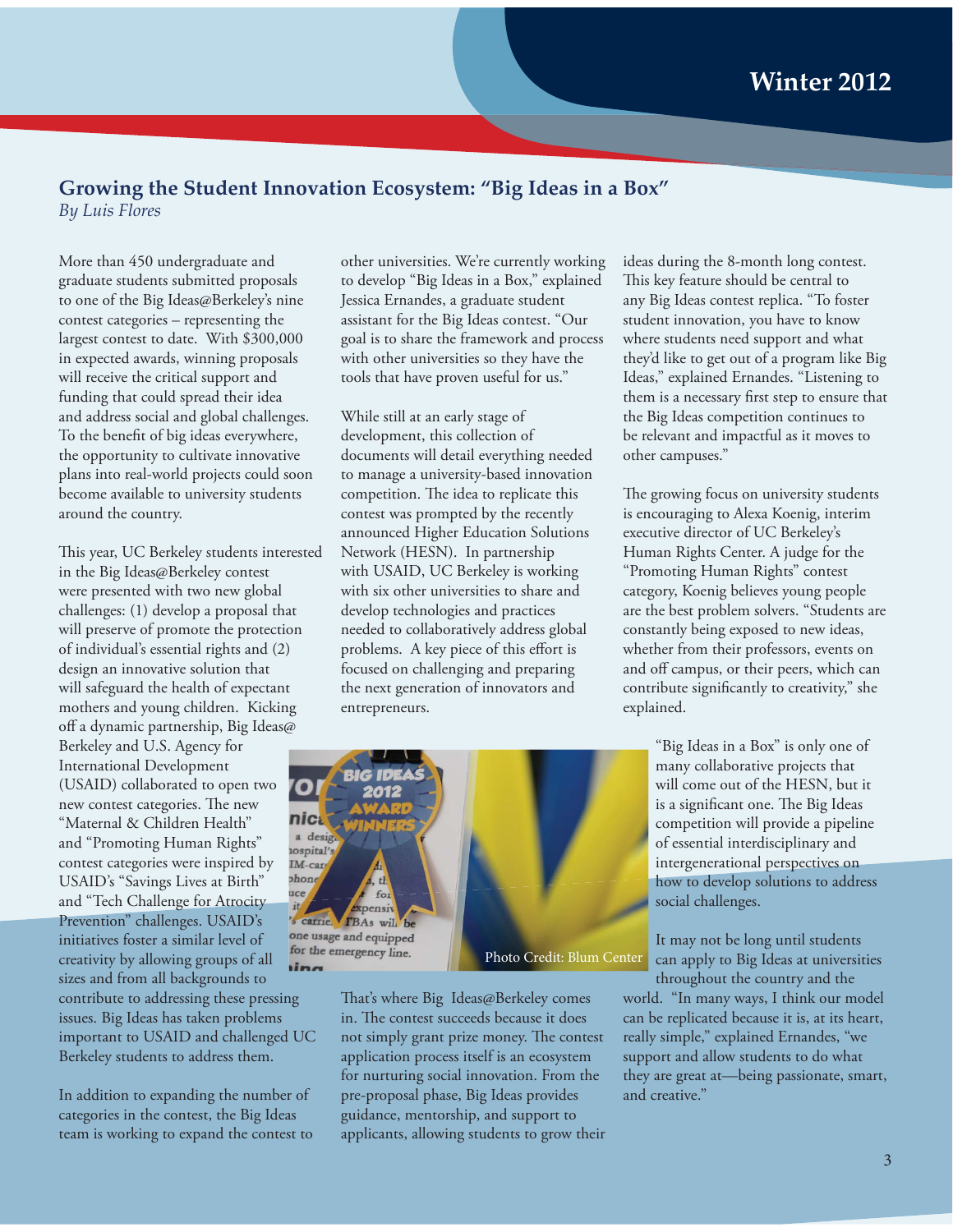## Growing the Student Innovation Ecosystem: "Big Ideas in a Box"

*By Luis Flores*

More than 450 undergraduate and graduate students submitted proposals to one of the Big Ideas@Berkeley's nine contest categories – representing the largest contest to date. With $300,000 in expected awards, winning proposals will receive the critical support and funding that could spread their idea and address social and global challenges. To the benefit of big ideas everywhere, the opportunity to cultivate innovative plans into real-world projects could soon become available to university students around the country.

This year, UC Berkeley students interested in the Big Ideas@Berkeley contest were presented with two new global challenges: (1) develop a proposal that will preserve of promote the protection of individual's essential rights and (2) design an innovative solution that will safeguard the health of expectant mothers and young children. Kicking off a dynamic partnership, Big Ideas@Berkeley and U.S. Agency for International Development (USAID) collaborated to open two new contest categories. The new "Maternal & Children Health" and "Promoting Human Rights" contest categories were inspired by USAID's "Savings Lives at Birth" and "Tech Challenge for Atrocity Prevention" challenges. USAID's initiatives foster a similar level of creativity by allowing groups of all sizes and from all backgrounds to contribute to addressing these pressing issues. Big Ideas has taken problems important to USAID and challenged UC Berkeley students to address them.

In addition to expanding the number of categories in the contest, the Big Ideas team is working to expand the contest to other universities. We're currently working to develop "Big Ideas in a Box," explained Jessica Ernandes, a graduate student assistant for the Big Ideas contest. "Our goal is to share the framework and process with other universities so they have the tools that have proven useful for us."

While still at an early stage of development, this collection of documents will detail everything needed to manage a university-based innovation competition. The idea to replicate this contest was prompted by the recently announced Higher Education Solutions Network (HESN). In partnership with USAID, UC Berkeley is working with six other universities to share and develop technologies and practices needed to collaboratively address global problems. A key piece of this effort is focused on challenging and preparing the next generation of innovators and entrepreneurs.

Photo Credit: Blum Center

That's where Big Ideas@Berkeley comes in. The contest succeeds because it does not simply grant prize money. The contest application process itself is an ecosystem for nurturing social innovation. From the pre-proposal phase, Big Ideas provides guidance, mentorship, and support to applicants, allowing students to grow their ideas during the 8-month long contest. This key feature should be central to any Big Ideas contest replica. "To foster student innovation, you have to know where students need support and what they'd like to get out of a program like Big Ideas," explained Ernandes. "Listening to them is a necessary first step to ensure that the Big Ideas competition continues to be relevant and impactful as it moves to other campuses."

The growing focus on university students is encouraging to Alexa Koenig, interim executive director of UC Berkeley's Human Rights Center. A judge for the "Promoting Human Rights" contest category, Koenig believes young people are the best problem solvers. "Students are constantly being exposed to new ideas, whether from their professors, events on and off campus, or their peers, which can contribute significantly to creativity," she explained.

"Big Ideas in a Box" is only one of many collaborative projects that will come out of the HESN, but it is a significant one. The Big Ideas competition will provide a pipeline of essential interdisciplinary and intergenerational perspectives on how to develop solutions to address social challenges.

It may not be long until students can apply to Big Ideas at universities throughout the country and the world. "In many ways, I think our model can be replicated because it is, at its heart, really simple," explained Ernandes, "we support and allow students to do what they are great at—being passionate, smart, and creative."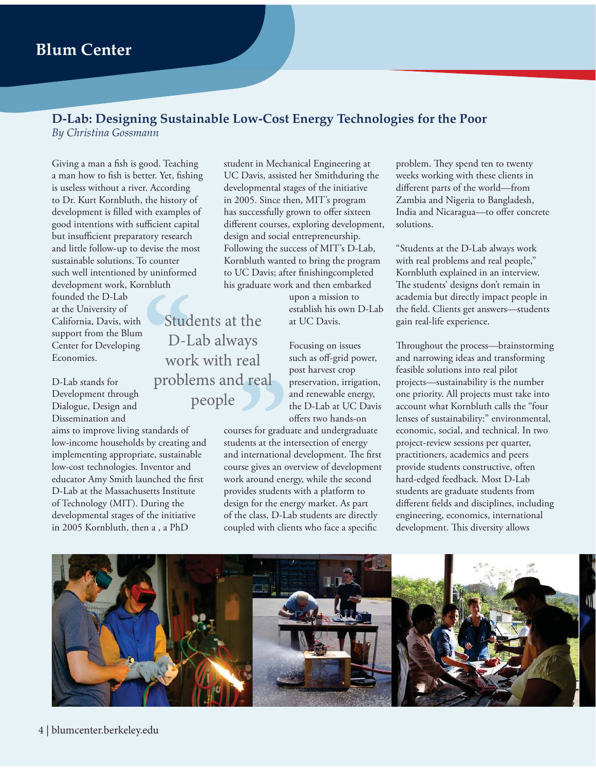## D-Lab: Designing Sustainable Low-Cost Energy Technologies for the Poor

*By Christina Gossmann*

Giving a man a fish is good. Teaching a man how to fish is better. Yet, fishing is useless without a river. According to Dr. Kurt Kornbluth, the history of development is filled with examples of good intentions with sufficient capital but insufficient preparatory research and little follow-up to devise the most sustainable solutions. To counter such well intentioned by uninformed development work, Kornbluth founded the D-Lab at the University of California, Davis, with support from the Blum Center for Developing Economies.

> "Students at the D-Lab always work with real problems and real people"

D-Lab stands for Development through Dialogue, Design and Dissemination and aims to improve living standards of low-income households by creating and implementing appropriate, sustainable low-cost technologies. Inventor and educator Amy Smith launched the first D-Lab at the Massachusetts Institute of Technology (MIT). During the developmental stages of the initiative in 2005 Kornbluth, then a , a PhD student in Mechanical Engineering at UC Davis, assisted her Smithduring the developmental stages of the initiative in 2005. Since then, MIT's program has successfully grown to offer sixteen different courses, exploring development, design and social entrepreneurship. Following the success of MIT's D-Lab, Kornbluth wanted to bring the program to UC Davis; after finishingcompleted his graduate work and then embarked upon a mission to establish his own D-Lab at UC Davis.

Focusing on issues such as off-grid power, post harvest crop preservation, irrigation, and renewable energy, the D-Lab at UC Davis offers two hands-on courses for graduate and undergraduate students at the intersection of energy and international development. The first course gives an overview of development work around energy, while the second provides students with a platform to design for the energy market. As part of the class, D-Lab students are directly coupled with clients who face a specific problem. They spend ten to twenty weeks working with these clients in different parts of the world—from Zambia and Nigeria to Bangladesh, India and Nicaragua—to offer concrete solutions.

"Students at the D-Lab always work with real problems and real people," Kornbluth explained in an interview. The students' designs don't remain in academia but directly impact people in the field. Clients get answers—students gain real-life experience.

Throughout the process—brainstorming and narrowing ideas and transforming feasible solutions into real pilot projects—sustainability is the number one priority. All projects must take into account what Kornbluth calls the "four lenses of sustainability:" environmental, economic, social, and technical. In two project-review sessions per quarter, practitioners, academics and peers provide students constructive, often hard-edged feedback. Most D-Lab students are graduate students from different fields and disciplines, including engineering, economics, international development. This diversity allows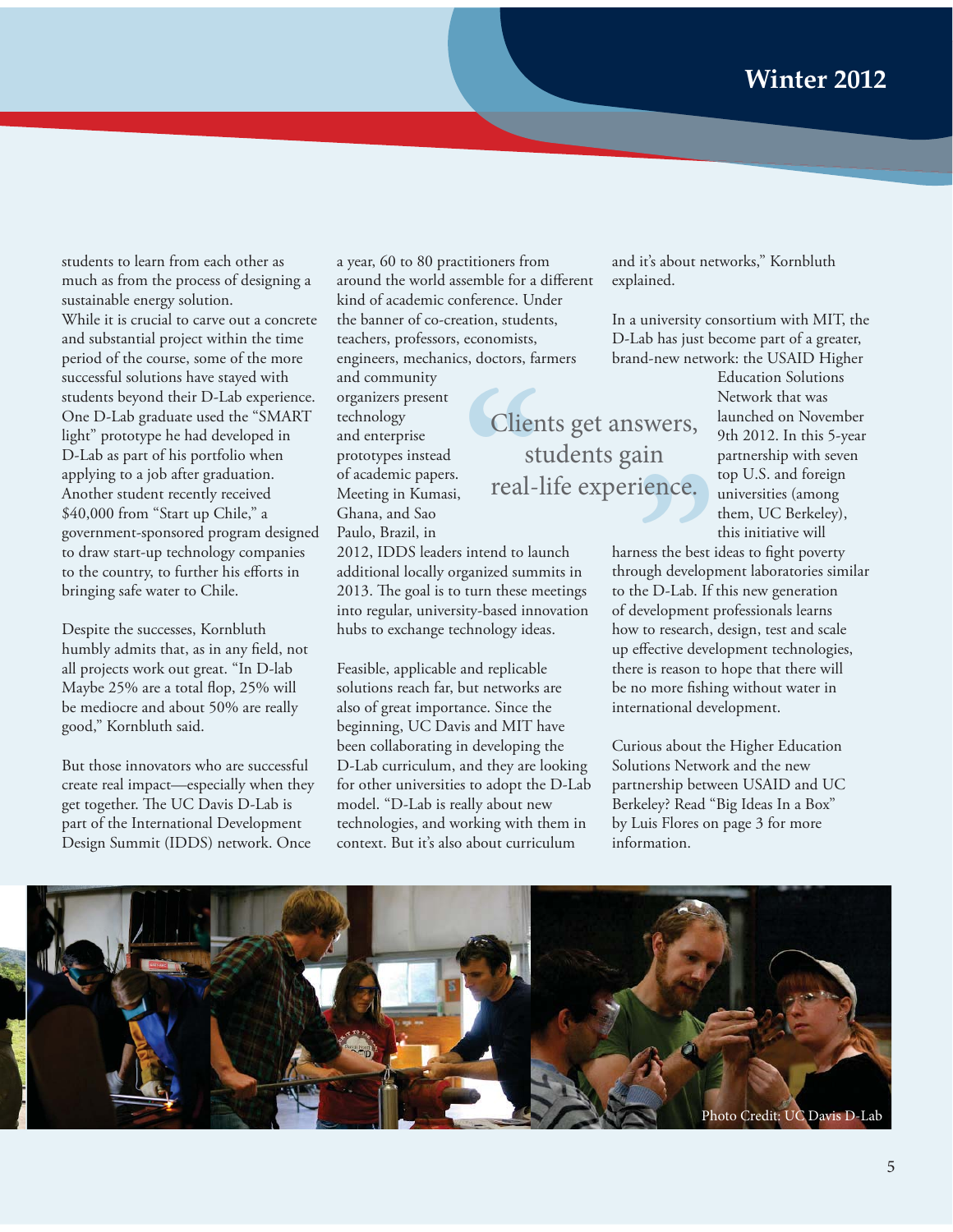students to learn from each other as much as from the process of designing a sustainable energy solution.

While it is crucial to carve out a concrete and substantial project within the time period of the course, some of the more successful solutions have stayed with students beyond their D-Lab experience. One D-Lab graduate used the "SMART light" prototype he had developed in D-Lab as part of his portfolio when applying to a job after graduation. Another student recently received $40,000 from "Start up Chile," a government-sponsored program designed to draw start-up technology companies to the country, to further his efforts in bringing safe water to Chile.

Despite the successes, Kornbluth humbly admits that, as in any field, not all projects work out great. "In D-lab Maybe 25% are a total flop, 25% will be mediocre and about 50% are really good," Kornbluth said.

But those innovators who are successful create real impact—especially when they get together. The UC Davis D-Lab is part of the International Development Design Summit (IDDS) network. Once a year, 60 to 80 practitioners from around the world assemble for a different kind of academic conference. Under the banner of co-creation, students, teachers, professors, economists, engineers, mechanics, doctors, farmers and community organizers present technology and enterprise prototypes instead of academic papers. Meeting in Kumasi, Ghana, and Sao Paulo, Brazil, in 2012, IDDS leaders intend to launch additional locally organized summits in 2013. The goal is to turn these meetings into regular, university-based innovation hubs to exchange technology ideas.

> "Clients get answers, students gain real-life experience."

Feasible, applicable and replicable solutions reach far, but networks are also of great importance. Since the beginning, UC Davis and MIT have been collaborating in developing the D-Lab curriculum, and they are looking for other universities to adopt the D-Lab model. "D-Lab is really about new technologies, and working with them in context. But it's also about curriculum and it's about networks," Kornbluth explained.

In a university consortium with MIT, the D-Lab has just become part of a greater, brand-new network: the USAID Higher Education Solutions Network that was launched on November 9th 2012. In this 5-year partnership with seven top U.S. and foreign universities (among them, UC Berkeley), this initiative will harness the best ideas to fight poverty through development laboratories similar to the D-Lab. If this new generation of development professionals learns how to research, design, test and scale up effective development technologies, there is reason to hope that there will be no more fishing without water in international development.

Curious about the Higher Education Solutions Network and the new partnership between USAID and UC Berkeley? Read "Big Ideas In a Box" by Luis Flores on page 3 for more information.

Photo Credit: UC Davis D-Lab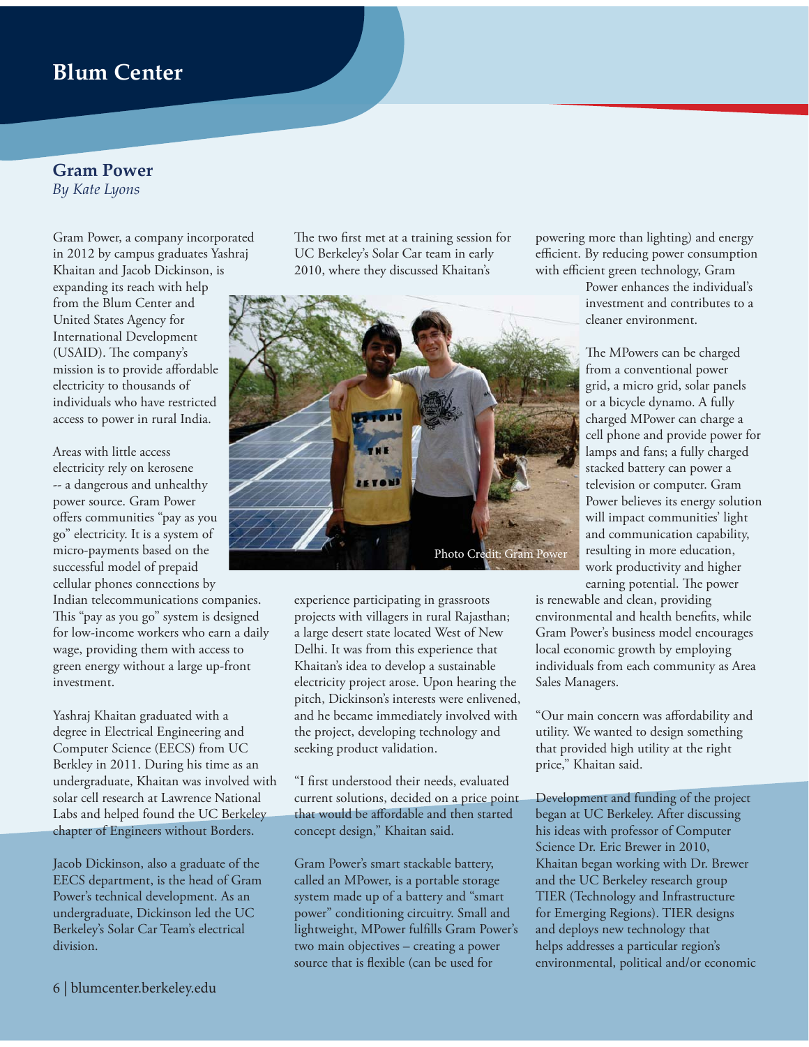## Gram Power

*By Kate Lyons*

Gram Power, a company incorporated in 2012 by campus graduates Yashraj Khaitan and Jacob Dickinson, is expanding its reach with help from the Blum Center and United States Agency for International Development (USAID). The company's mission is to provide affordable electricity to thousands of individuals who have restricted access to power in rural India.

Areas with little access electricity rely on kerosene -- a dangerous and unhealthy power source. Gram Power offers communities "pay as you go" electricity. It is a system of micro-payments based on the successful model of prepaid cellular phones connections by Indian telecommunications companies. This "pay as you go" system is designed for low-income workers who earn a daily wage, providing them with access to green energy without a large up-front investment.

Yashraj Khaitan graduated with a degree in Electrical Engineering and Computer Science (EECS) from UC Berkley in 2011. During his time as an undergraduate, Khaitan was involved with solar cell research at Lawrence National Labs and helped found the UC Berkeley chapter of Engineers without Borders.

Jacob Dickinson, also a graduate of the EECS department, is the head of Gram Power's technical development. As an undergraduate, Dickinson led the UC Berkeley's Solar Car Team's electrical division.

The two first met at a training session for UC Berkeley's Solar Car team in early 2010, where they discussed Khaitan's experience participating in grassroots projects with villagers in rural Rajasthan; a large desert state located West of New Delhi. It was from this experience that Khaitan's idea to develop a sustainable electricity project arose. Upon hearing the pitch, Dickinson's interests were enlivened, and he became immediately involved with the project, developing technology and seeking product validation.

Photo Credit: Gram Power

"I first understood their needs, evaluated current solutions, decided on a price point that would be affordable and then started concept design," Khaitan said.

Gram Power's smart stackable battery, called an MPower, is a portable storage system made up of a battery and "smart power" conditioning circuitry. Small and lightweight, MPower fulfills Gram Power's two main objectives – creating a power source that is flexible (can be used for powering more than lighting) and energy efficient. By reducing power consumption with efficient green technology, Gram Power enhances the individual's investment and contributes to a cleaner environment.

The MPowers can be charged from a conventional power grid, a micro grid, solar panels or a bicycle dynamo. A fully charged MPower can charge a cell phone and provide power for lamps and fans; a fully charged stacked battery can power a television or computer. Gram Power believes its energy solution will impact communities' light and communication capability, resulting in more education, work productivity and higher earning potential. The power is renewable and clean, providing environmental and health benefits, while Gram Power's business model encourages local economic growth by employing individuals from each community as Area Sales Managers.

"Our main concern was affordability and utility. We wanted to design something that provided high utility at the right price," Khaitan said.

Development and funding of the project began at UC Berkeley. After discussing his ideas with professor of Computer Science Dr. Eric Brewer in 2010, Khaitan began working with Dr. Brewer and the UC Berkeley research group TIER (Technology and Infrastructure for Emerging Regions). TIER designs and deploys new technology that helps addresses a particular region's environmental, political and/or economic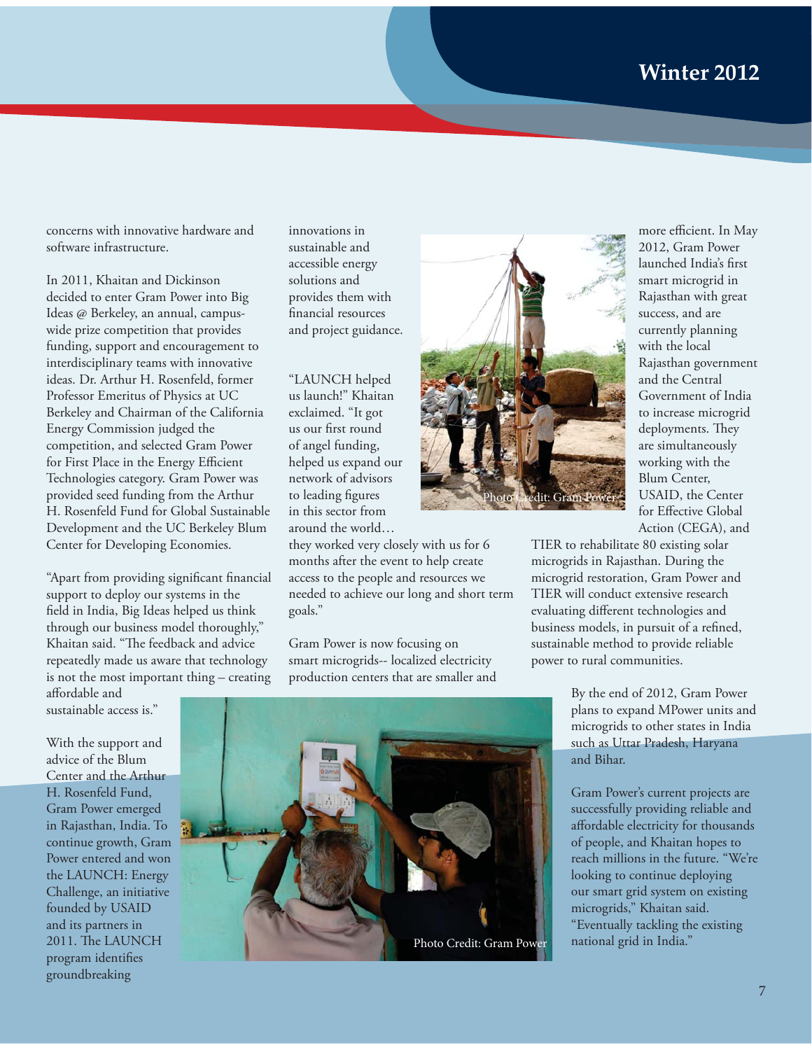concerns with innovative hardware and software infrastructure.

In 2011, Khaitan and Dickinson decided to enter Gram Power into Big Ideas @ Berkeley, an annual, campus-wide prize competition that provides funding, support and encouragement to interdisciplinary teams with innovative ideas. Dr. Arthur H. Rosenfeld, former Professor Emeritus of Physics at UC Berkeley and Chairman of the California Energy Commission judged the competition, and selected Gram Power for First Place in the Energy Efficient Technologies category. Gram Power was provided seed funding from the Arthur H. Rosenfeld Fund for Global Sustainable Development and the UC Berkeley Blum Center for Developing Economies.

"Apart from providing significant financial support to deploy our systems in the field in India, Big Ideas helped us think through our business model thoroughly," Khaitan said. "The feedback and advice repeatedly made us aware that technology is not the most important thing – creating affordable and sustainable access is."

With the support and advice of the Blum Center and the Arthur H. Rosenfeld Fund, Gram Power emerged in Rajasthan, India. To continue growth, Gram Power entered and won the LAUNCH: Energy Challenge, an initiative founded by USAID and its partners in 2011. The LAUNCH program identifies groundbreaking innovations in sustainable and accessible energy solutions and provides them with financial resources and project guidance.

"LAUNCH helped us launch!" Khaitan exclaimed. "It got us our first round of angel funding, helped us expand our network of advisors to leading figures in this sector from around the world… they worked very closely with us for 6 months after the event to help create access to the people and resources we needed to achieve our long and short term goals."

Gram Power is now focusing on smart microgrids-- localized electricity production centers that are smaller and more efficient. In May 2012, Gram Power launched India's first smart microgrid in Rajasthan with great success, and are currently planning with the local Rajasthan government and the Central Government of India to increase microgrid deployments. They are simultaneously working with the Blum Center, USAID, the Center for Effective Global Action (CEGA), and TIER to rehabilitate 80 existing solar microgrids in Rajasthan. During the microgrid restoration, Gram Power and TIER will conduct extensive research evaluating different technologies and business models, in pursuit of a refined, sustainable method to provide reliable power to rural communities.

Photo Credit: Gram Power

By the end of 2012, Gram Power plans to expand MPower units and microgrids to other states in India such as Uttar Pradesh, Haryana and Bihar.

Gram Power's current projects are successfully providing reliable and affordable electricity for thousands of people, and Khaitan hopes to reach millions in the future. "We're looking to continue deploying our smart grid system on existing microgrids," Khaitan said. "Eventually tackling the existing national grid in India."

Photo Credit: Gram Power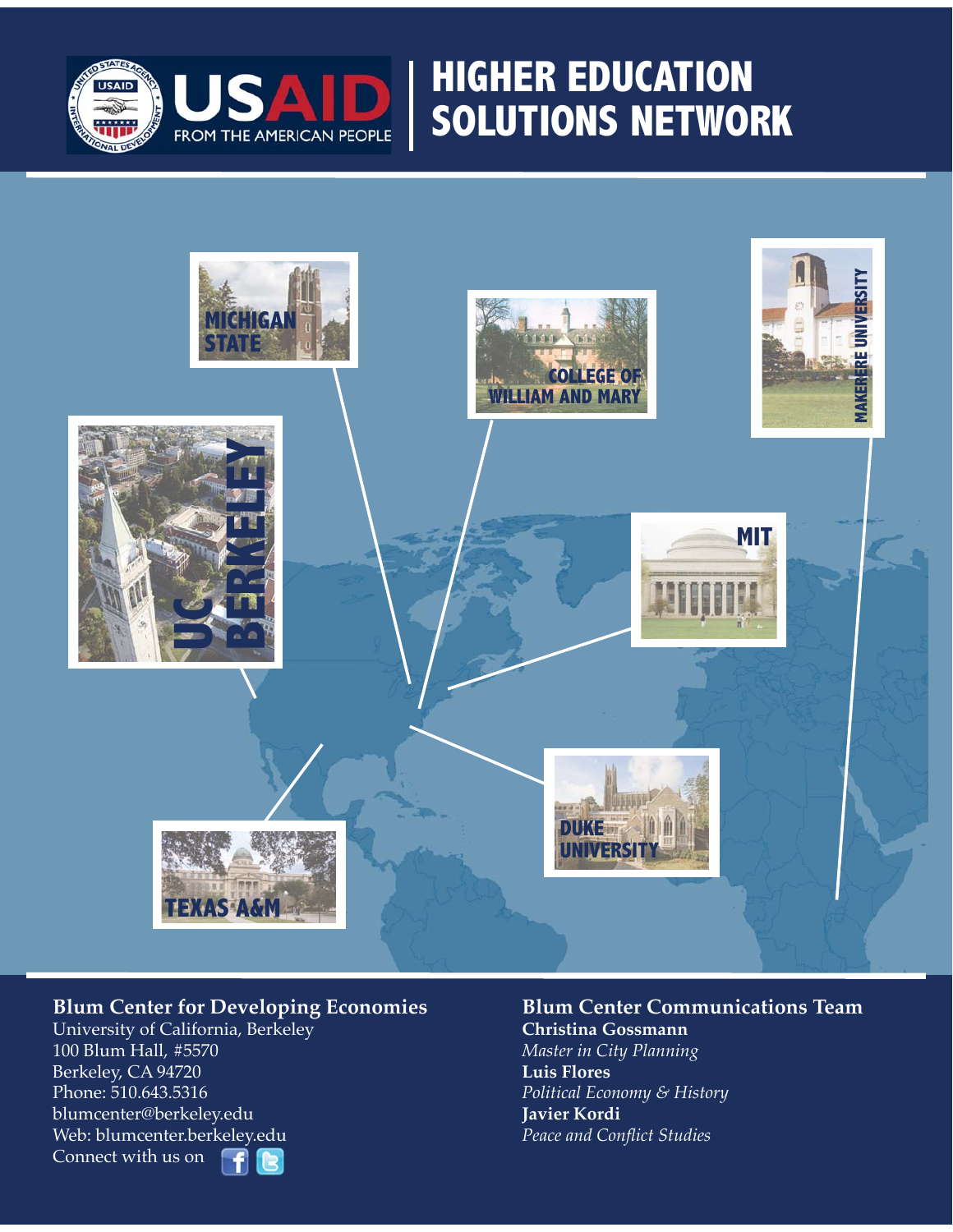# USAID | HIGHER EDUCATION SOLUTIONS NETWORK

FROM THE AMERICAN PEOPLE

MICHIGAN STATE

COLLEGE OF WILLIAM AND MARY

MAKERERE UNIVERSITY

UC BERKELEY

MIT

DUKE UNIVERSITY

TEXAS A&M

**Blum Center for Developing Economies**
University of California, Berkeley
100 Blum Hall, #5570
Berkeley, CA 94720
Phone: 510.643.5316
blumcenter@berkeley.edu
Web: blumcenter.berkeley.edu
Connect with us on

**Blum Center Communications Team**
**Christina Gossmann**
*Master in City Planning*
**Luis Flores**
*Political Economy & History*
**Javier Kordi**
*Peace and Conflict Studies*